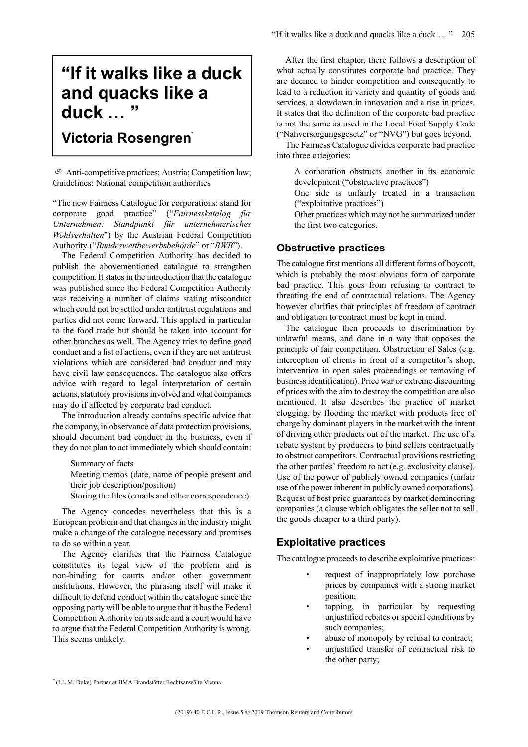# "If it walks like a duck and quacks like a duck … "

## Victoria Rosengren[*]

Anti-competitive practices; Austria; Competition law; Guidelines; National competition authorities

"The new Fairness Catalogue for corporations: stand for corporate good practice" ("*Fairnesskatalog für Unternehmen: Standpunkt für unternehmerisches Wohlverhalten*") by the Austrian Federal Competition Authority ("*Bundeswettbewerbsbehörde*" or "*BWB*").

The Federal Competition Authority has decided to publish the abovementioned catalogue to strengthen competition. It states in the introduction that the catalogue was published since the Federal Competition Authority was receiving a number of claims stating misconduct which could not be settled under antitrust regulations and parties did not come forward. This applied in particular to the food trade but should be taken into account for other branches as well. The Agency tries to define good conduct and a list of actions, even if they are not antitrust violations which are considered bad conduct and may have civil law consequences. The catalogue also offers advice with regard to legal interpretation of certain actions, statutory provisions involved and what companies may do if affected by corporate bad conduct.

The introduction already contains specific advice that the company, in observance of data protection provisions, should document bad conduct in the business, even if they do not plan to act immediately which should contain:

Summary of facts
Meeting memos (date, name of people present and their job description/position)
Storing the files (emails and other correspondence).

The Agency concedes nevertheless that this is a European problem and that changes in the industry might make a change of the catalogue necessary and promises to do so within a year.

The Agency clarifies that the Fairness Catalogue constitutes its legal view of the problem and is non-binding for courts and/or other government institutions. However, the phrasing itself will make it difficult to defend conduct within the catalogue since the opposing party will be able to argue that it has the Federal Competition Authority on its side and a court would have to argue that the Federal Competition Authority is wrong. This seems unlikely.

After the first chapter, there follows a description of what actually constitutes corporate bad practice. They are deemed to hinder competition and consequently to lead to a reduction in variety and quantity of goods and services, a slowdown in innovation and a rise in prices. It states that the definition of the corporate bad practice is not the same as used in the Local Food Supply Code ("Nahversorgungsgesetz" or "NVG") but goes beyond.

The Fairness Catalogue divides corporate bad practice into three categories:

A corporation obstructs another in its economic development ("obstructive practices")
One side is unfairly treated in a transaction ("exploitative practices")
Other practices which may not be summarized under the first two categories.

## Obstructive practices

The catalogue first mentions all different forms of boycott, which is probably the most obvious form of corporate bad practice. This goes from refusing to contract to threating the end of contractual relations. The Agency however clarifies that principles of freedom of contract and obligation to contract must be kept in mind.

The catalogue then proceeds to discrimination by unlawful means, and done in a way that opposes the principle of fair competition. Obstruction of Sales (e.g. interception of clients in front of a competitor's shop, intervention in open sales proceedings or removing of business identification). Price war or extreme discounting of prices with the aim to destroy the competition are also mentioned. It also describes the practice of market clogging, by flooding the market with products free of charge by dominant players in the market with the intent of driving other products out of the market. The use of a rebate system by producers to bind sellers contractually to obstruct competitors. Contractual provisions restricting the other parties' freedom to act (e.g. exclusivity clause). Use of the power of publicly owned companies (unfair use of the power inherent in publicly owned corporations). Request of best price guarantees by market domineering companies (a clause which obligates the seller not to sell the goods cheaper to a third party).

## Exploitative practices

The catalogue proceeds to describe exploitative practices:

- request of inappropriately low purchase prices by companies with a strong market position;
- tapping, in particular by requesting unjustified rebates or special conditions by such companies;
- abuse of monopoly by refusal to contract;
- unjustified transfer of contractual risk to the other party;

[*] (LL.M. Duke) Partner at BMA Brandstätter Rechtsanwälte Vienna.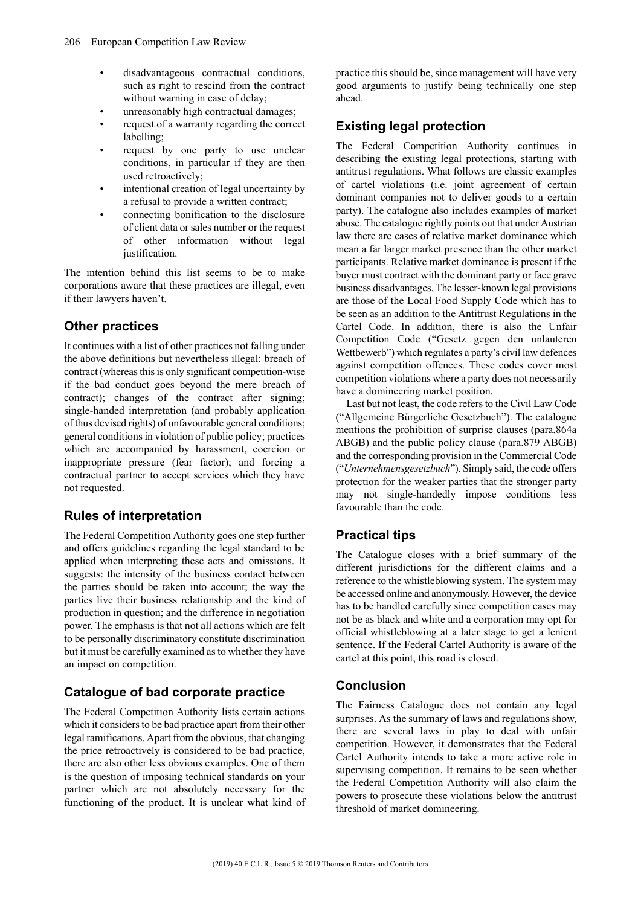- disadvantageous contractual conditions, such as right to rescind from the contract without warning in case of delay;
- unreasonably high contractual damages;
- request of a warranty regarding the correct labelling;
- request by one party to use unclear conditions, in particular if they are then used retroactively;
- intentional creation of legal uncertainty by a refusal to provide a written contract;
- connecting bonification to the disclosure of client data or sales number or the request of other information without legal justification.

The intention behind this list seems to be to make corporations aware that these practices are illegal, even if their lawyers haven't.

## Other practices

It continues with a list of other practices not falling under the above definitions but nevertheless illegal: breach of contract (whereas this is only significant competition-wise if the bad conduct goes beyond the mere breach of contract); changes of the contract after signing; single-handed interpretation (and probably application of thus devised rights) of unfavourable general conditions; general conditions in violation of public policy; practices which are accompanied by harassment, coercion or inappropriate pressure (fear factor); and forcing a contractual partner to accept services which they have not requested.

## Rules of interpretation

The Federal Competition Authority goes one step further and offers guidelines regarding the legal standard to be applied when interpreting these acts and omissions. It suggests: the intensity of the business contact between the parties should be taken into account; the way the parties live their business relationship and the kind of production in question; and the difference in negotiation power. The emphasis is that not all actions which are felt to be personally discriminatory constitute discrimination but it must be carefully examined as to whether they have an impact on competition.

## Catalogue of bad corporate practice

The Federal Competition Authority lists certain actions which it considers to be bad practice apart from their other legal ramifications. Apart from the obvious, that changing the price retroactively is considered to be bad practice, there are also other less obvious examples. One of them is the question of imposing technical standards on your partner which are not absolutely necessary for the functioning of the product. It is unclear what kind of practice this should be, since management will have very good arguments to justify being technically one step ahead.

## Existing legal protection

The Federal Competition Authority continues in describing the existing legal protections, starting with antitrust regulations. What follows are classic examples of cartel violations (i.e. joint agreement of certain dominant companies not to deliver goods to a certain party). The catalogue also includes examples of market abuse. The catalogue rightly points out that under Austrian law there are cases of relative market dominance which mean a far larger market presence than the other market participants. Relative market dominance is present if the buyer must contract with the dominant party or face grave business disadvantages. The lesser-known legal provisions are those of the Local Food Supply Code which has to be seen as an addition to the Antitrust Regulations in the Cartel Code. In addition, there is also the Unfair Competition Code ("Gesetz gegen den unlauteren Wettbewerb") which regulates a party's civil law defences against competition offences. These codes cover most competition violations where a party does not necessarily have a domineering market position.

Last but not least, the code refers to the Civil Law Code ("Allgemeine Bürgerliche Gesetzbuch"). The catalogue mentions the prohibition of surprise clauses (para.864a ABGB) and the public policy clause (para.879 ABGB) and the corresponding provision in the Commercial Code ("*Unternehmensgesetzbuch*"). Simply said, the code offers protection for the weaker parties that the stronger party may not single-handedly impose conditions less favourable than the code.

## Practical tips

The Catalogue closes with a brief summary of the different jurisdictions for the different claims and a reference to the whistleblowing system. The system may be accessed online and anonymously. However, the device has to be handled carefully since competition cases may not be as black and white and a corporation may opt for official whistleblowing at a later stage to get a lenient sentence. If the Federal Cartel Authority is aware of the cartel at this point, this road is closed.

## Conclusion

The Fairness Catalogue does not contain any legal surprises. As the summary of laws and regulations show, there are several laws in play to deal with unfair competition. However, it demonstrates that the Federal Cartel Authority intends to take a more active role in supervising competition. It remains to be seen whether the Federal Competition Authority will also claim the powers to prosecute these violations below the antitrust threshold of market domineering.